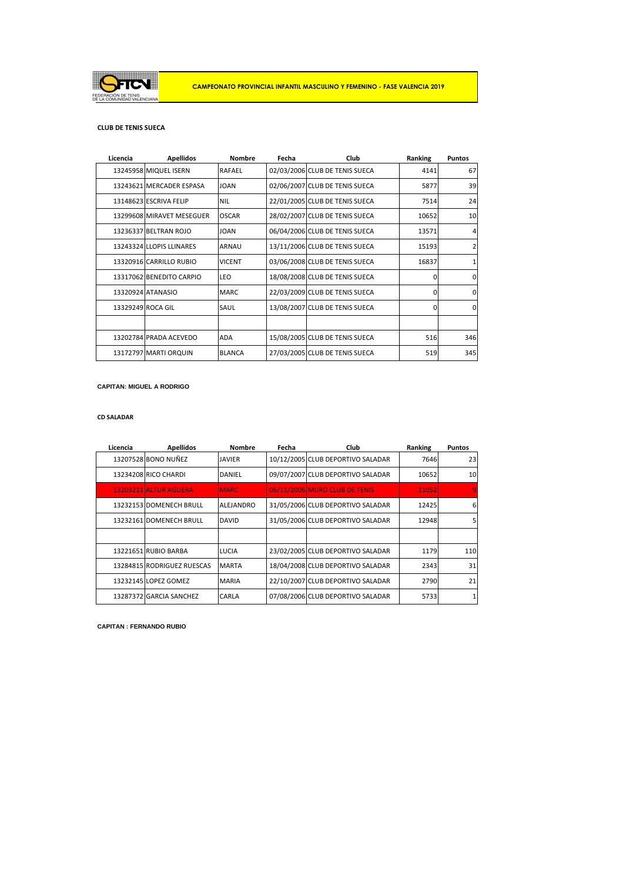FEDERACIÓN DE TENIS DE LA COMUNIDAD VALENCIANA

**CAMPEONATO PROVINCIAL INFANTIL MASCULINO Y FEMENINO - FASE VALENCIA 2019**

**CLUB DE TENIS SUECA**

| Licencia | Apellidos | Nombre | Fecha | Club | Ranking | Puntos |
|---|---|---|---|---|---|---|
| 13245958 | MIQUEL ISERN | RAFAEL | 02/03/2006 | CLUB DE TENIS SUECA | 4141 | 67 |
| 13243621 | MERCADER ESPASA | JOAN | 02/06/2007 | CLUB DE TENIS SUECA | 5877 | 39 |
| 13148623 | ESCRIVA FELIP | NIL | 22/01/2005 | CLUB DE TENIS SUECA | 7514 | 24 |
| 13299608 | MIRAVET MESEGUER | OSCAR | 28/02/2007 | CLUB DE TENIS SUECA | 10652 | 10 |
| 13236337 | BELTRAN ROJO | JOAN | 06/04/2006 | CLUB DE TENIS SUECA | 13571 | 4 |
| 13243324 | LLOPIS LLINARES | ARNAU | 13/11/2006 | CLUB DE TENIS SUECA | 15193 | 2 |
| 13320916 | CARRILLO RUBIO | VICENT | 03/06/2008 | CLUB DE TENIS SUECA | 16837 | 1 |
| 13317062 | BENEDITO CARPIO | LEO | 18/08/2008 | CLUB DE TENIS SUECA | 0 | 0 |
| 13320924 | ATANASIO | MARC | 22/03/2009 | CLUB DE TENIS SUECA | 0 | 0 |
| 13329249 | ROCA GIL | SAUL | 13/08/2007 | CLUB DE TENIS SUECA | 0 | 0 |
| | | | | | | |
| 13202784 | PRADA ACEVEDO | ADA | 15/08/2005 | CLUB DE TENIS SUECA | 516 | 346 |
| 13172797 | MARTI ORQUIN | BLANCA | 27/03/2005 | CLUB DE TENIS SUECA | 519 | 345 |

**CAPITAN: MIGUEL A RODRIGO**

**CD SALADAR**

| Licencia | Apellidos | Nombre | Fecha | Club | Ranking | Puntos |
|---|---|---|---|---|---|---|
| 13207528 | BONO NUÑEZ | JAVIER | 10/12/2005 | CLUB DEPORTIVO SALADAR | 7646 | 23 |
| 13234208 | RICO CHARDI | DANIEL | 09/07/2007 | CLUB DEPORTIVO SALADAR | 10652 | 10 |
| 13203211 | ALTUR AGUERA | MARC | 06/11/2006 | MURO CLUB DE TENIS | 11052 | 9 |
| 13232153 | DOMENECH BRULL | ALEJANDRO | 31/05/2006 | CLUB DEPORTIVO SALADAR | 12425 | 6 |
| 13232161 | DOMENECH BRULL | DAVID | 31/05/2006 | CLUB DEPORTIVO SALADAR | 12948 | 5 |
| | | | | | | |
| 13221651 | RUBIO BARBA | LUCIA | 23/02/2005 | CLUB DEPORTIVO SALADAR | 1179 | 110 |
| 13284815 | RODRIGUEZ RUESCAS | MARTA | 18/04/2008 | CLUB DEPORTIVO SALADAR | 2343 | 31 |
| 13232145 | LOPEZ GOMEZ | MARIA | 22/10/2007 | CLUB DEPORTIVO SALADAR | 2790 | 21 |
| 13287372 | GARCIA SANCHEZ | CARLA | 07/08/2006 | CLUB DEPORTIVO SALADAR | 5733 | 1 |

**CAPITAN : FERNANDO RUBIO**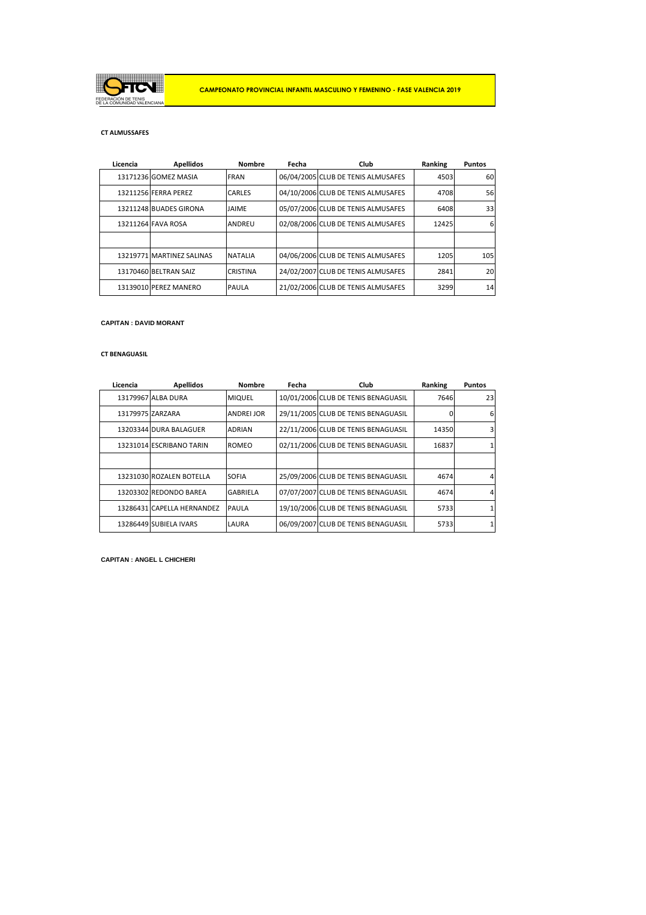FEDERACIÓN DE TENIS DE LA COMUNIDAD VALENCIANA

**CAMPEONATO PROVINCIAL INFANTIL MASCULINO Y FEMENINO - FASE VALENCIA 2019**

**CT ALMUSSAFES**

| Licencia | Apellidos | Nombre | Fecha | Club | Ranking | Puntos |
|---|---|---|---|---|---|---|
| 13171236 | GOMEZ MASIA | FRAN | 06/04/2005 | CLUB DE TENIS ALMUSAFES | 4503 | 60 |
| 13211256 | FERRA PEREZ | CARLES | 04/10/2006 | CLUB DE TENIS ALMUSAFES | 4708 | 56 |
| 13211248 | BUADES GIRONA | JAIME | 05/07/2006 | CLUB DE TENIS ALMUSAFES | 6408 | 33 |
| 13211264 | FAVA ROSA | ANDREU | 02/08/2006 | CLUB DE TENIS ALMUSAFES | 12425 | 6 |
| | | | | | | |
| 13219771 | MARTINEZ SALINAS | NATALIA | 04/06/2006 | CLUB DE TENIS ALMUSAFES | 1205 | 105 |
| 13170460 | BELTRAN SAIZ | CRISTINA | 24/02/2007 | CLUB DE TENIS ALMUSAFES | 2841 | 20 |
| 13139010 | PEREZ MANERO | PAULA | 21/02/2006 | CLUB DE TENIS ALMUSAFES | 3299 | 14 |

**CAPITAN : DAVID MORANT**

**CT BENAGUASIL**

| Licencia | Apellidos | Nombre | Fecha | Club | Ranking | Puntos |
|---|---|---|---|---|---|---|
| 13179967 | ALBA DURA | MIQUEL | 10/01/2006 | CLUB DE TENIS BENAGUASIL | 7646 | 23 |
| 13179975 | ZARZARA | ANDREI JOR | 29/11/2005 | CLUB DE TENIS BENAGUASIL | 0 | 6 |
| 13203344 | DURA BALAGUER | ADRIAN | 22/11/2006 | CLUB DE TENIS BENAGUASIL | 14350 | 3 |
| 13231014 | ESCRIBANO TARIN | ROMEO | 02/11/2006 | CLUB DE TENIS BENAGUASIL | 16837 | 1 |
| | | | | | | |
| 13231030 | ROZALEN BOTELLA | SOFIA | 25/09/2006 | CLUB DE TENIS BENAGUASIL | 4674 | 4 |
| 13203302 | REDONDO BAREA | GABRIELA | 07/07/2007 | CLUB DE TENIS BENAGUASIL | 4674 | 4 |
| 13286431 | CAPELLA HERNANDEZ | PAULA | 19/10/2006 | CLUB DE TENIS BENAGUASIL | 5733 | 1 |
| 13286449 | SUBIELA IVARS | LAURA | 06/09/2007 | CLUB DE TENIS BENAGUASIL | 5733 | 1 |

**CAPITAN : ANGEL L CHICHERI**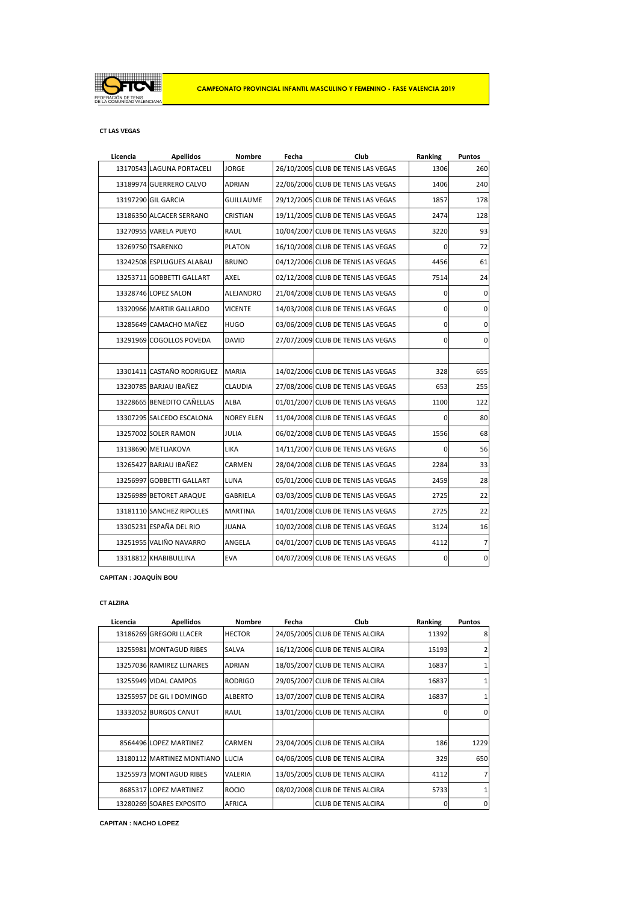FEDERACIÓN DE TENIS DE LA COMUNIDAD VALENCIANA

**CAMPEONATO PROVINCIAL INFANTIL MASCULINO Y FEMENINO - FASE VALENCIA 2019**

**CT LAS VEGAS**

| Licencia | Apellidos | Nombre | Fecha | Club | Ranking | Puntos |
|---|---|---|---|---|---|---|
| 13170543 | LAGUNA PORTACELI | JORGE | 26/10/2005 | CLUB DE TENIS LAS VEGAS | 1306 | 260 |
| 13189974 | GUERRERO CALVO | ADRIAN | 22/06/2006 | CLUB DE TENIS LAS VEGAS | 1406 | 240 |
| 13197290 | GIL GARCIA | GUILLAUME | 29/12/2005 | CLUB DE TENIS LAS VEGAS | 1857 | 178 |
| 13186350 | ALCACER SERRANO | CRISTIAN | 19/11/2005 | CLUB DE TENIS LAS VEGAS | 2474 | 128 |
| 13270955 | VARELA PUEYO | RAUL | 10/04/2007 | CLUB DE TENIS LAS VEGAS | 3220 | 93 |
| 13269750 | TSARENKO | PLATON | 16/10/2008 | CLUB DE TENIS LAS VEGAS | 0 | 72 |
| 13242508 | ESPLUGUES ALABAU | BRUNO | 04/12/2006 | CLUB DE TENIS LAS VEGAS | 4456 | 61 |
| 13253711 | GOBBETTI GALLART | AXEL | 02/12/2008 | CLUB DE TENIS LAS VEGAS | 7514 | 24 |
| 13328746 | LOPEZ SALON | ALEJANDRO | 21/04/2008 | CLUB DE TENIS LAS VEGAS | 0 | 0 |
| 13320966 | MARTIR GALLARDO | VICENTE | 14/03/2008 | CLUB DE TENIS LAS VEGAS | 0 | 0 |
| 13285649 | CAMACHO MAÑEZ | HUGO | 03/06/2009 | CLUB DE TENIS LAS VEGAS | 0 | 0 |
| 13291969 | COGOLLOS POVEDA | DAVID | 27/07/2009 | CLUB DE TENIS LAS VEGAS | 0 | 0 |
| | | | | | | |
| 13301411 | CASTAÑO RODRIGUEZ | MARIA | 14/02/2006 | CLUB DE TENIS LAS VEGAS | 328 | 655 |
| 13230785 | BARJAU IBAÑEZ | CLAUDIA | 27/08/2006 | CLUB DE TENIS LAS VEGAS | 653 | 255 |
| 13228665 | BENEDITO CAÑELLAS | ALBA | 01/01/2007 | CLUB DE TENIS LAS VEGAS | 1100 | 122 |
| 13307295 | SALCEDO ESCALONA | NOREY ELEN | 11/04/2008 | CLUB DE TENIS LAS VEGAS | 0 | 80 |
| 13257002 | SOLER RAMON | JULIA | 06/02/2008 | CLUB DE TENIS LAS VEGAS | 1556 | 68 |
| 13138690 | METLIAKOVA | LIKA | 14/11/2007 | CLUB DE TENIS LAS VEGAS | 0 | 56 |
| 13265427 | BARJAU IBAÑEZ | CARMEN | 28/04/2008 | CLUB DE TENIS LAS VEGAS | 2284 | 33 |
| 13256997 | GOBBETTI GALLART | LUNA | 05/01/2006 | CLUB DE TENIS LAS VEGAS | 2459 | 28 |
| 13256989 | BETORET ARAQUE | GABRIELA | 03/03/2005 | CLUB DE TENIS LAS VEGAS | 2725 | 22 |
| 13181110 | SANCHEZ RIPOLLES | MARTINA | 14/01/2008 | CLUB DE TENIS LAS VEGAS | 2725 | 22 |
| 13305231 | ESPAÑA DEL RIO | JUANA | 10/02/2008 | CLUB DE TENIS LAS VEGAS | 3124 | 16 |
| 13251955 | VALIÑO NAVARRO | ANGELA | 04/01/2007 | CLUB DE TENIS LAS VEGAS | 4112 | 7 |
| 13318812 | KHABIBULLINA | EVA | 04/07/2009 | CLUB DE TENIS LAS VEGAS | 0 | 0 |

**CAPITAN : JOAQUÍN BOU**

**CT ALZIRA**

| Licencia | Apellidos | Nombre | Fecha | Club | Ranking | Puntos |
|---|---|---|---|---|---|---|
| 13186269 | GREGORI LLACER | HECTOR | 24/05/2005 | CLUB DE TENIS ALCIRA | 11392 | 8 |
| 13255981 | MONTAGUD RIBES | SALVA | 16/12/2006 | CLUB DE TENIS ALCIRA | 15193 | 2 |
| 13257036 | RAMIREZ LLINARES | ADRIAN | 18/05/2007 | CLUB DE TENIS ALCIRA | 16837 | 1 |
| 13255949 | VIDAL CAMPOS | RODRIGO | 29/05/2007 | CLUB DE TENIS ALCIRA | 16837 | 1 |
| 13255957 | DE GIL I DOMINGO | ALBERTO | 13/07/2007 | CLUB DE TENIS ALCIRA | 16837 | 1 |
| 13332052 | BURGOS CANUT | RAUL | 13/01/2006 | CLUB DE TENIS ALCIRA | 0 | 0 |
| | | | | | | |
| 8564496 | LOPEZ MARTINEZ | CARMEN | 23/04/2005 | CLUB DE TENIS ALCIRA | 186 | 1229 |
| 13180112 | MARTINEZ MONTIANO | LUCIA | 04/06/2005 | CLUB DE TENIS ALCIRA | 329 | 650 |
| 13255973 | MONTAGUD RIBES | VALERIA | 13/05/2005 | CLUB DE TENIS ALCIRA | 4112 | 7 |
| 8685317 | LOPEZ MARTINEZ | ROCIO | 08/02/2008 | CLUB DE TENIS ALCIRA | 5733 | 1 |
| 13280269 | SOARES EXPOSITO | AFRICA | | CLUB DE TENIS ALCIRA | 0 | 0 |

**CAPITAN : NACHO LOPEZ**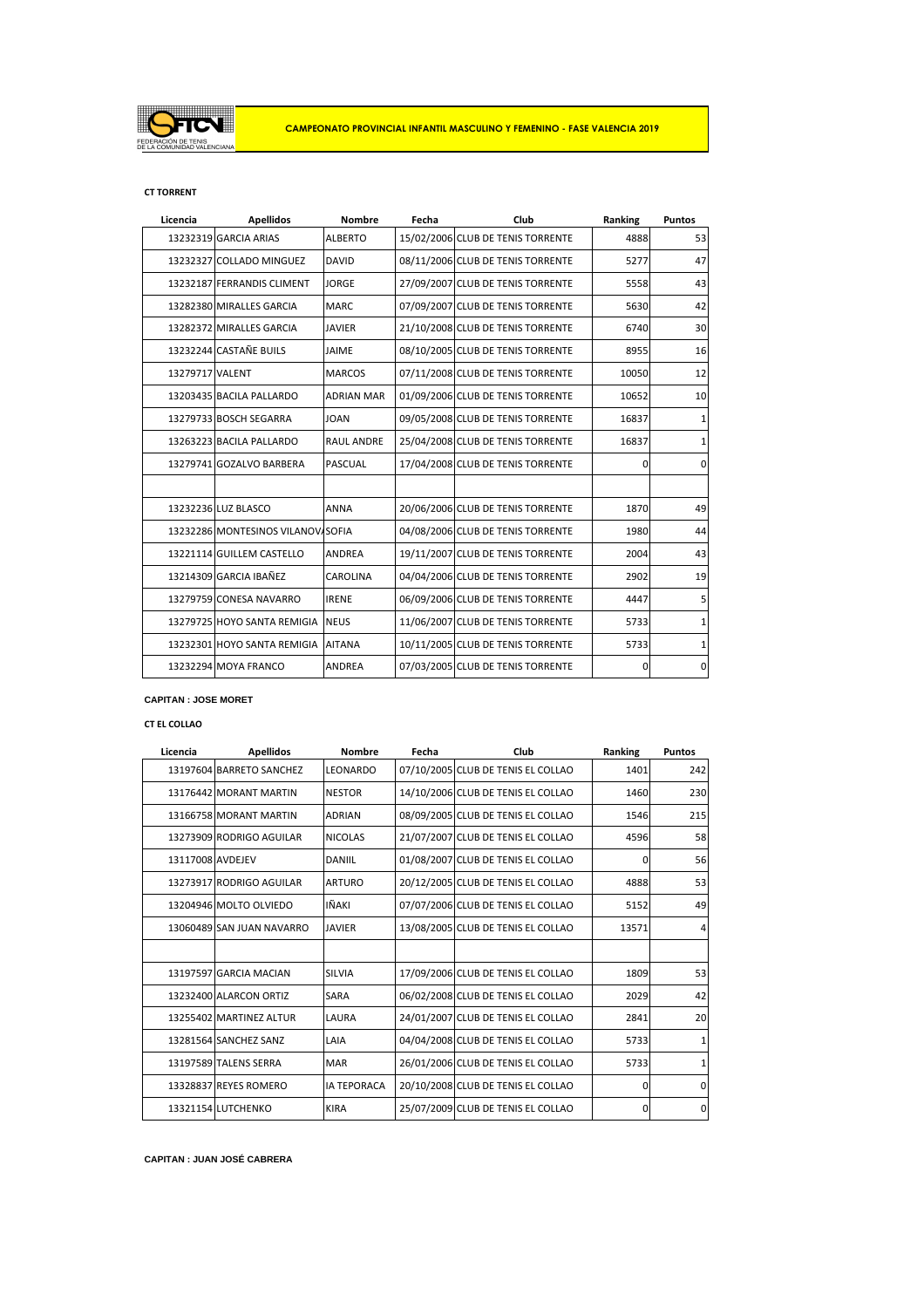FEDERACIÓN DE TENIS DE LA COMUNIDAD VALENCIANA

**CAMPEONATO PROVINCIAL INFANTIL MASCULINO Y FEMENINO - FASE VALENCIA 2019**

**CT TORRENT**

| Licencia | Apellidos | Nombre | Fecha | Club | Ranking | Puntos |
|---|---|---|---|---|---|---|
| 13232319 | GARCIA ARIAS | ALBERTO | 15/02/2006 | CLUB DE TENIS TORRENTE | 4888 | 53 |
| 13232327 | COLLADO MINGUEZ | DAVID | 08/11/2006 | CLUB DE TENIS TORRENTE | 5277 | 47 |
| 13232187 | FERRANDIS CLIMENT | JORGE | 27/09/2007 | CLUB DE TENIS TORRENTE | 5558 | 43 |
| 13282380 | MIRALLES GARCIA | MARC | 07/09/2007 | CLUB DE TENIS TORRENTE | 5630 | 42 |
| 13282372 | MIRALLES GARCIA | JAVIER | 21/10/2008 | CLUB DE TENIS TORRENTE | 6740 | 30 |
| 13232244 | CASTAÑE BUILS | JAIME | 08/10/2005 | CLUB DE TENIS TORRENTE | 8955 | 16 |
| 13279717 | VALENT | MARCOS | 07/11/2008 | CLUB DE TENIS TORRENTE | 10050 | 12 |
| 13203435 | BACILA PALLARDO | ADRIAN MAR | 01/09/2006 | CLUB DE TENIS TORRENTE | 10652 | 10 |
| 13279733 | BOSCH SEGARRA | JOAN | 09/05/2008 | CLUB DE TENIS TORRENTE | 16837 | 1 |
| 13263223 | BACILA PALLARDO | RAUL ANDRE | 25/04/2008 | CLUB DE TENIS TORRENTE | 16837 | 1 |
| 13279741 | GOZALVO BARBERA | PASCUAL | 17/04/2008 | CLUB DE TENIS TORRENTE | 0 | 0 |
| | | | | | | |
| 13232236 | LUZ BLASCO | ANNA | 20/06/2006 | CLUB DE TENIS TORRENTE | 1870 | 49 |
| 13232286 | MONTESINOS VILANOVA | SOFIA | 04/08/2006 | CLUB DE TENIS TORRENTE | 1980 | 44 |
| 13221114 | GUILLEM CASTELLO | ANDREA | 19/11/2007 | CLUB DE TENIS TORRENTE | 2004 | 43 |
| 13214309 | GARCIA IBAÑEZ | CAROLINA | 04/04/2006 | CLUB DE TENIS TORRENTE | 2902 | 19 |
| 13279759 | CONESA NAVARRO | IRENE | 06/09/2006 | CLUB DE TENIS TORRENTE | 4447 | 5 |
| 13279725 | HOYO SANTA REMIGIA | NEUS | 11/06/2007 | CLUB DE TENIS TORRENTE | 5733 | 1 |
| 13232301 | HOYO SANTA REMIGIA | AITANA | 10/11/2005 | CLUB DE TENIS TORRENTE | 5733 | 1 |
| 13232294 | MOYA FRANCO | ANDREA | 07/03/2005 | CLUB DE TENIS TORRENTE | 0 | 0 |

**CAPITAN : JOSE MORET**

**CT EL COLLAO**

| Licencia | Apellidos | Nombre | Fecha | Club | Ranking | Puntos |
|---|---|---|---|---|---|---|
| 13197604 | BARRETO SANCHEZ | LEONARDO | 07/10/2005 | CLUB DE TENIS EL COLLAO | 1401 | 242 |
| 13176442 | MORANT MARTIN | NESTOR | 14/10/2006 | CLUB DE TENIS EL COLLAO | 1460 | 230 |
| 13166758 | MORANT MARTIN | ADRIAN | 08/09/2005 | CLUB DE TENIS EL COLLAO | 1546 | 215 |
| 13273909 | RODRIGO AGUILAR | NICOLAS | 21/07/2007 | CLUB DE TENIS EL COLLAO | 4596 | 58 |
| 13117008 | AVDEJEV | DANIIL | 01/08/2007 | CLUB DE TENIS EL COLLAO | 0 | 56 |
| 13273917 | RODRIGO AGUILAR | ARTURO | 20/12/2005 | CLUB DE TENIS EL COLLAO | 4888 | 53 |
| 13204946 | MOLTO OLVIEDO | IÑAKI | 07/07/2006 | CLUB DE TENIS EL COLLAO | 5152 | 49 |
| 13060489 | SAN JUAN NAVARRO | JAVIER | 13/08/2005 | CLUB DE TENIS EL COLLAO | 13571 | 4 |
| | | | | | | |
| 13197597 | GARCIA MACIAN | SILVIA | 17/09/2006 | CLUB DE TENIS EL COLLAO | 1809 | 53 |
| 13232400 | ALARCON ORTIZ | SARA | 06/02/2008 | CLUB DE TENIS EL COLLAO | 2029 | 42 |
| 13255402 | MARTINEZ ALTUR | LAURA | 24/01/2007 | CLUB DE TENIS EL COLLAO | 2841 | 20 |
| 13281564 | SANCHEZ SANZ | LAIA | 04/04/2008 | CLUB DE TENIS EL COLLAO | 5733 | 1 |
| 13197589 | TALENS SERRA | MAR | 26/01/2006 | CLUB DE TENIS EL COLLAO | 5733 | 1 |
| 13328837 | REYES ROMERO | IA TEPORACA | 20/10/2008 | CLUB DE TENIS EL COLLAO | 0 | 0 |
| 13321154 | LUTCHENKO | KIRA | 25/07/2009 | CLUB DE TENIS EL COLLAO | 0 | 0 |

**CAPITAN : JUAN JOSÉ CABRERA**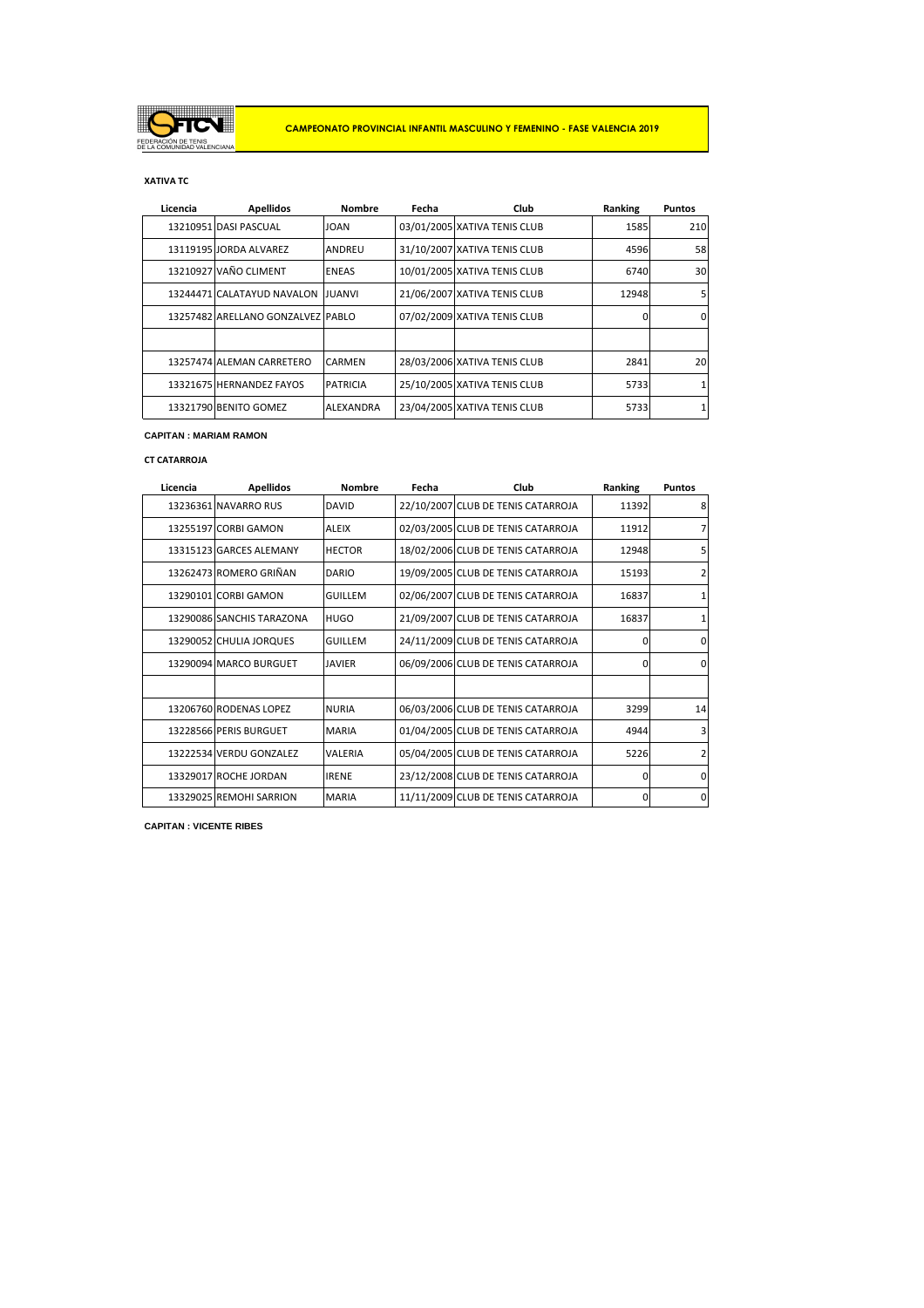FEDERACIÓN DE TENIS DE LA COMUNIDAD VALENCIANA

**CAMPEONATO PROVINCIAL INFANTIL MASCULINO Y FEMENINO - FASE VALENCIA 2019**

**XATIVA TC**

| Licencia | Apellidos | Nombre | Fecha | Club | Ranking | Puntos |
|---|---|---|---|---|---|---|
| 13210951 | DASI PASCUAL | JOAN | 03/01/2005 | XATIVA TENIS CLUB | 1585 | 210 |
| 13119195 | JORDA ALVAREZ | ANDREU | 31/10/2007 | XATIVA TENIS CLUB | 4596 | 58 |
| 13210927 | VAÑO CLIMENT | ENEAS | 10/01/2005 | XATIVA TENIS CLUB | 6740 | 30 |
| 13244471 | CALATAYUD NAVALON | JUANVI | 21/06/2007 | XATIVA TENIS CLUB | 12948 | 5 |
| 13257482 | ARELLANO GONZALVEZ | PABLO | 07/02/2009 | XATIVA TENIS CLUB | 0 | 0 |
| | | | | | | |
| 13257474 | ALEMAN CARRETERO | CARMEN | 28/03/2006 | XATIVA TENIS CLUB | 2841 | 20 |
| 13321675 | HERNANDEZ FAYOS | PATRICIA | 25/10/2005 | XATIVA TENIS CLUB | 5733 | 1 |
| 13321790 | BENITO GOMEZ | ALEXANDRA | 23/04/2005 | XATIVA TENIS CLUB | 5733 | 1 |

**CAPITAN : MARIAM RAMON**

**CT CATARROJA**

| Licencia | Apellidos | Nombre | Fecha | Club | Ranking | Puntos |
|---|---|---|---|---|---|---|
| 13236361 | NAVARRO RUS | DAVID | 22/10/2007 | CLUB DE TENIS CATARROJA | 11392 | 8 |
| 13255197 | CORBI GAMON | ALEIX | 02/03/2005 | CLUB DE TENIS CATARROJA | 11912 | 7 |
| 13315123 | GARCES ALEMANY | HECTOR | 18/02/2006 | CLUB DE TENIS CATARROJA | 12948 | 5 |
| 13262473 | ROMERO GRIÑAN | DARIO | 19/09/2005 | CLUB DE TENIS CATARROJA | 15193 | 2 |
| 13290101 | CORBI GAMON | GUILLEM | 02/06/2007 | CLUB DE TENIS CATARROJA | 16837 | 1 |
| 13290086 | SANCHIS TARAZONA | HUGO | 21/09/2007 | CLUB DE TENIS CATARROJA | 16837 | 1 |
| 13290052 | CHULIA JORQUES | GUILLEM | 24/11/2009 | CLUB DE TENIS CATARROJA | 0 | 0 |
| 13290094 | MARCO BURGUET | JAVIER | 06/09/2006 | CLUB DE TENIS CATARROJA | 0 | 0 |
| | | | | | | |
| 13206760 | RODENAS LOPEZ | NURIA | 06/03/2006 | CLUB DE TENIS CATARROJA | 3299 | 14 |
| 13228566 | PERIS BURGUET | MARIA | 01/04/2005 | CLUB DE TENIS CATARROJA | 4944 | 3 |
| 13222534 | VERDU GONZALEZ | VALERIA | 05/04/2005 | CLUB DE TENIS CATARROJA | 5226 | 2 |
| 13329017 | ROCHE JORDAN | IRENE | 23/12/2008 | CLUB DE TENIS CATARROJA | 0 | 0 |
| 13329025 | REMOHI SARRION | MARIA | 11/11/2009 | CLUB DE TENIS CATARROJA | 0 | 0 |

**CAPITAN : VICENTE RIBES**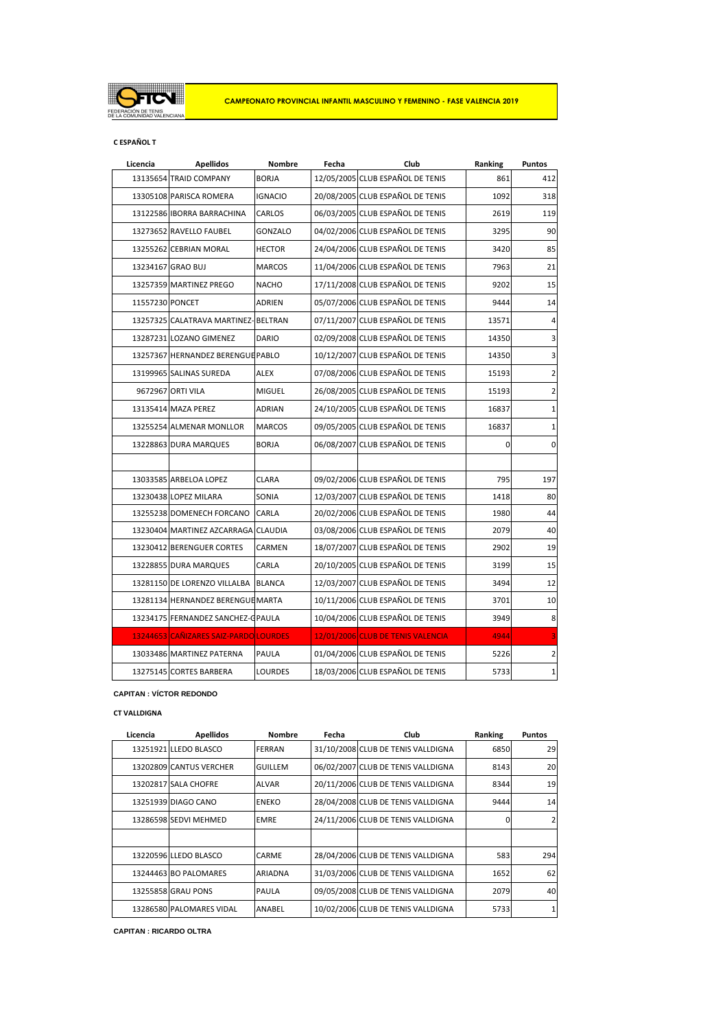FEDERACIÓN DE TENIS DE LA COMUNIDAD VALENCIANA

**CAMPEONATO PROVINCIAL INFANTIL MASCULINO Y FEMENINO - FASE VALENCIA 2019**

**C ESPAÑOL T**

| Licencia | Apellidos | Nombre | Fecha | Club | Ranking | Puntos |
|---|---|---|---|---|---|---|
| 13135654 | TRAID COMPANY | BORJA | 12/05/2005 | CLUB ESPAÑOL DE TENIS | 861 | 412 |
| 13305108 | PARISCA ROMERA | IGNACIO | 20/08/2005 | CLUB ESPAÑOL DE TENIS | 1092 | 318 |
| 13122586 | IBORRA BARRACHINA | CARLOS | 06/03/2005 | CLUB ESPAÑOL DE TENIS | 2619 | 119 |
| 13273652 | RAVELLO FAUBEL | GONZALO | 04/02/2006 | CLUB ESPAÑOL DE TENIS | 3295 | 90 |
| 13255262 | CEBRIAN MORAL | HECTOR | 24/04/2006 | CLUB ESPAÑOL DE TENIS | 3420 | 85 |
| 13234167 | GRAO BUJ | MARCOS | 11/04/2006 | CLUB ESPAÑOL DE TENIS | 7963 | 21 |
| 13257359 | MARTINEZ PREGO | NACHO | 17/11/2008 | CLUB ESPAÑOL DE TENIS | 9202 | 15 |
| 11557230 | PONCET | ADRIEN | 05/07/2006 | CLUB ESPAÑOL DE TENIS | 9444 | 14 |
| 13257325 | CALATRAVA MARTINEZ- | BELTRAN | 07/11/2007 | CLUB ESPAÑOL DE TENIS | 13571 | 4 |
| 13287231 | LOZANO GIMENEZ | DARIO | 02/09/2008 | CLUB ESPAÑOL DE TENIS | 14350 | 3 |
| 13257367 | HERNANDEZ BERENGUE | PABLO | 10/12/2007 | CLUB ESPAÑOL DE TENIS | 14350 | 3 |
| 13199965 | SALINAS SUREDA | ALEX | 07/08/2006 | CLUB ESPAÑOL DE TENIS | 15193 | 2 |
| 9672967 | ORTI VILA | MIGUEL | 26/08/2005 | CLUB ESPAÑOL DE TENIS | 15193 | 2 |
| 13135414 | MAZA PEREZ | ADRIAN | 24/10/2005 | CLUB ESPAÑOL DE TENIS | 16837 | 1 |
| 13255254 | ALMENAR MONLLOR | MARCOS | 09/05/2005 | CLUB ESPAÑOL DE TENIS | 16837 | 1 |
| 13228863 | DURA MARQUES | BORJA | 06/08/2007 | CLUB ESPAÑOL DE TENIS | 0 | 0 |
| | | | | | | |
| 13033585 | ARBELOA LOPEZ | CLARA | 09/02/2006 | CLUB ESPAÑOL DE TENIS | 795 | 197 |
| 13230438 | LOPEZ MILARA | SONIA | 12/03/2007 | CLUB ESPAÑOL DE TENIS | 1418 | 80 |
| 13255238 | DOMENECH FORCANO | CARLA | 20/02/2006 | CLUB ESPAÑOL DE TENIS | 1980 | 44 |
| 13230404 | MARTINEZ AZCARRAGA | CLAUDIA | 03/08/2006 | CLUB ESPAÑOL DE TENIS | 2079 | 40 |
| 13230412 | BERENGUER CORTES | CARMEN | 18/07/2007 | CLUB ESPAÑOL DE TENIS | 2902 | 19 |
| 13228855 | DURA MARQUES | CARLA | 20/10/2005 | CLUB ESPAÑOL DE TENIS | 3199 | 15 |
| 13281150 | DE LORENZO VILLALBA | BLANCA | 12/03/2007 | CLUB ESPAÑOL DE TENIS | 3494 | 12 |
| 13281134 | HERNANDEZ BERENGUE | MARTA | 10/11/2006 | CLUB ESPAÑOL DE TENIS | 3701 | 10 |
| 13234175 | FERNANDEZ SANCHEZ-C | PAULA | 10/04/2006 | CLUB ESPAÑOL DE TENIS | 3949 | 8 |
| 13244653 | CAÑIZARES SAIZ-PARDO | LOURDES | 12/01/2006 | CLUB DE TENIS VALENCIA | 4944 | 3 |
| 13033486 | MARTINEZ PATERNA | PAULA | 01/04/2006 | CLUB ESPAÑOL DE TENIS | 5226 | 2 |
| 13275145 | CORTES BARBERA | LOURDES | 18/03/2006 | CLUB ESPAÑOL DE TENIS | 5733 | 1 |

**CAPITAN : VÍCTOR REDONDO**

**CT VALLDIGNA**

| Licencia | Apellidos | Nombre | Fecha | Club | Ranking | Puntos |
|---|---|---|---|---|---|---|
| 13251921 | LLEDO BLASCO | FERRAN | 31/10/2008 | CLUB DE TENIS VALLDIGNA | 6850 | 29 |
| 13202809 | CANTUS VERCHER | GUILLEM | 06/02/2007 | CLUB DE TENIS VALLDIGNA | 8143 | 20 |
| 13202817 | SALA CHOFRE | ALVAR | 20/11/2006 | CLUB DE TENIS VALLDIGNA | 8344 | 19 |
| 13251939 | DIAGO CANO | ENEKO | 28/04/2008 | CLUB DE TENIS VALLDIGNA | 9444 | 14 |
| 13286598 | SEDVI MEHMED | EMRE | 24/11/2006 | CLUB DE TENIS VALLDIGNA | 0 | 2 |
| | | | | | | |
| 13220596 | LLEDO BLASCO | CARME | 28/04/2006 | CLUB DE TENIS VALLDIGNA | 583 | 294 |
| 13244463 | BO PALOMARES | ARIADNA | 31/03/2006 | CLUB DE TENIS VALLDIGNA | 1652 | 62 |
| 13255858 | GRAU PONS | PAULA | 09/05/2008 | CLUB DE TENIS VALLDIGNA | 2079 | 40 |
| 13286580 | PALOMARES VIDAL | ANABEL | 10/02/2006 | CLUB DE TENIS VALLDIGNA | 5733 | 1 |

**CAPITAN : RICARDO OLTRA**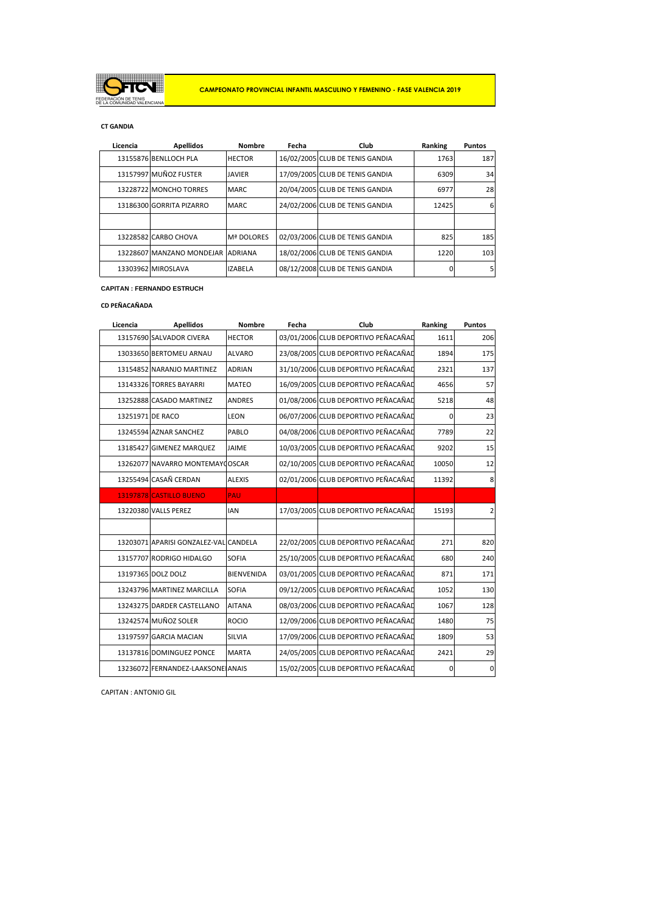FEDERACIÓN DE TENIS DE LA COMUNIDAD VALENCIANA

**CAMPEONATO PROVINCIAL INFANTIL MASCULINO Y FEMENINO - FASE VALENCIA 2019**

**CT GANDIA**

| Licencia | Apellidos | Nombre | Fecha | Club | Ranking | Puntos |
|---|---|---|---|---|---|---|
| 13155876 | BENLLOCH PLA | HECTOR | 16/02/2005 | CLUB DE TENIS GANDIA | 1763 | 187 |
| 13157997 | MUÑOZ FUSTER | JAVIER | 17/09/2005 | CLUB DE TENIS GANDIA | 6309 | 34 |
| 13228722 | MONCHO TORRES | MARC | 20/04/2005 | CLUB DE TENIS GANDIA | 6977 | 28 |
| 13186300 | GORRITA PIZARRO | MARC | 24/02/2006 | CLUB DE TENIS GANDIA | 12425 | 6 |
| | | | | | | |
| 13228582 | CARBO CHOVA | Mª DOLORES | 02/03/2006 | CLUB DE TENIS GANDIA | 825 | 185 |
| 13228607 | MANZANO MONDEJAR | ADRIANA | 18/02/2006 | CLUB DE TENIS GANDIA | 1220 | 103 |
| 13303962 | MIROSLAVA | IZABELA | 08/12/2008 | CLUB DE TENIS GANDIA | 0 | 5 |

**CAPITAN : FERNANDO ESTRUCH**

**CD PEÑACAÑADA**

| Licencia | Apellidos | Nombre | Fecha | Club | Ranking | Puntos |
|---|---|---|---|---|---|---|
| 13157690 | SALVADOR CIVERA | HECTOR | 03/01/2006 | CLUB DEPORTIVO PEÑACAÑAD | 1611 | 206 |
| 13033650 | BERTOMEU ARNAU | ALVARO | 23/08/2005 | CLUB DEPORTIVO PEÑACAÑAD | 1894 | 175 |
| 13154852 | NARANJO MARTINEZ | ADRIAN | 31/10/2006 | CLUB DEPORTIVO PEÑACAÑAD | 2321 | 137 |
| 13143326 | TORRES BAYARRI | MATEO | 16/09/2005 | CLUB DEPORTIVO PEÑACAÑAD | 4656 | 57 |
| 13252888 | CASADO MARTINEZ | ANDRES | 01/08/2006 | CLUB DEPORTIVO PEÑACAÑAD | 5218 | 48 |
| 13251971 | DE RACO | LEON | 06/07/2006 | CLUB DEPORTIVO PEÑACAÑAD | 0 | 23 |
| 13245594 | AZNAR SANCHEZ | PABLO | 04/08/2006 | CLUB DEPORTIVO PEÑACAÑAD | 7789 | 22 |
| 13185427 | GIMENEZ MARQUEZ | JAIME | 10/03/2005 | CLUB DEPORTIVO PEÑACAÑAD | 9202 | 15 |
| 13262077 | NAVARRO MONTEMAYO | OSCAR | 02/10/2005 | CLUB DEPORTIVO PEÑACAÑAD | 10050 | 12 |
| 13255494 | CASAÑ CERDAN | ALEXIS | 02/01/2006 | CLUB DEPORTIVO PEÑACAÑAD | 11392 | 8 |
| 13197878 | CASTILLO BUENO | PAU | | | | |
| 13220380 | VALLS PEREZ | IAN | 17/03/2005 | CLUB DEPORTIVO PEÑACAÑAD | 15193 | 2 |
| | | | | | | |
| 13203071 | APARISI GONZALEZ-VAL | CANDELA | 22/02/2005 | CLUB DEPORTIVO PEÑACAÑAD | 271 | 820 |
| 13157707 | RODRIGO HIDALGO | SOFIA | 25/10/2005 | CLUB DEPORTIVO PEÑACAÑAD | 680 | 240 |
| 13197365 | DOLZ DOLZ | BIENVENIDA | 03/01/2005 | CLUB DEPORTIVO PEÑACAÑAD | 871 | 171 |
| 13243796 | MARTINEZ MARCILLA | SOFIA | 09/12/2005 | CLUB DEPORTIVO PEÑACAÑAD | 1052 | 130 |
| 13243275 | DARDER CASTELLANO | AITANA | 08/03/2006 | CLUB DEPORTIVO PEÑACAÑAD | 1067 | 128 |
| 13242574 | MUÑOZ SOLER | ROCIO | 12/09/2006 | CLUB DEPORTIVO PEÑACAÑAD | 1480 | 75 |
| 13197597 | GARCIA MACIAN | SILVIA | 17/09/2006 | CLUB DEPORTIVO PEÑACAÑAD | 1809 | 53 |
| 13137816 | DOMINGUEZ PONCE | MARTA | 24/05/2005 | CLUB DEPORTIVO PEÑACAÑAD | 2421 | 29 |
| 13236072 | FERNANDEZ-LAAKSONE | ANAIS | 15/02/2005 | CLUB DEPORTIVO PEÑACAÑAD | 0 | 0 |

CAPITAN : ANTONIO GIL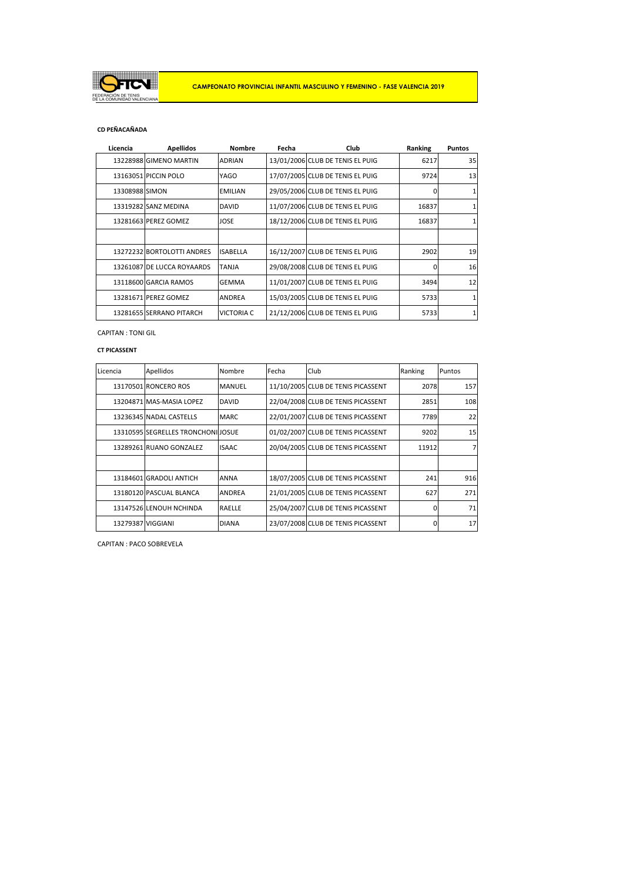FEDERACIÓN DE TENIS DE LA COMUNIDAD VALENCIANA

**CAMPEONATO PROVINCIAL INFANTIL MASCULINO Y FEMENINO - FASE VALENCIA 2019**

**CD PEÑACAÑADA**

| Licencia | Apellidos | Nombre | Fecha | Club | Ranking | Puntos |
|---|---|---|---|---|---|---|
| 13228988 | GIMENO MARTIN | ADRIAN | 13/01/2006 | CLUB DE TENIS EL PUIG | 6217 | 35 |
| 13163051 | PICCIN POLO | YAGO | 17/07/2005 | CLUB DE TENIS EL PUIG | 9724 | 13 |
| 13308988 | SIMON | EMILIAN | 29/05/2006 | CLUB DE TENIS EL PUIG | 0 | 1 |
| 13319282 | SANZ MEDINA | DAVID | 11/07/2006 | CLUB DE TENIS EL PUIG | 16837 | 1 |
| 13281663 | PEREZ GOMEZ | JOSE | 18/12/2006 | CLUB DE TENIS EL PUIG | 16837 | 1 |
| | | | | | | |
| 13272232 | BORTOLOTTI ANDRES | ISABELLA | 16/12/2007 | CLUB DE TENIS EL PUIG | 2902 | 19 |
| 13261087 | DE LUCCA ROYAARDS | TANJA | 29/08/2008 | CLUB DE TENIS EL PUIG | 0 | 16 |
| 13118600 | GARCIA RAMOS | GEMMA | 11/01/2007 | CLUB DE TENIS EL PUIG | 3494 | 12 |
| 13281671 | PEREZ GOMEZ | ANDREA | 15/03/2005 | CLUB DE TENIS EL PUIG | 5733 | 1 |
| 13281655 | SERRANO PITARCH | VICTORIA C | 21/12/2006 | CLUB DE TENIS EL PUIG | 5733 | 1 |

CAPITAN : TONI GIL

**CT PICASSENT**

| Licencia | Apellidos | Nombre | Fecha | Club | Ranking | Puntos |
|---|---|---|---|---|---|---|
| 13170501 | RONCERO ROS | MANUEL | 11/10/2005 | CLUB DE TENIS PICASSENT | 2078 | 157 |
| 13204871 | MAS-MASIA LOPEZ | DAVID | 22/04/2008 | CLUB DE TENIS PICASSENT | 2851 | 108 |
| 13236345 | NADAL CASTELLS | MARC | 22/01/2007 | CLUB DE TENIS PICASSENT | 7789 | 22 |
| 13310595 | SEGRELLES TRONCHONI | JOSUE | 01/02/2007 | CLUB DE TENIS PICASSENT | 9202 | 15 |
| 13289261 | RUANO GONZALEZ | ISAAC | 20/04/2005 | CLUB DE TENIS PICASSENT | 11912 | 7 |
| | | | | | | |
| 13184601 | GRADOLI ANTICH | ANNA | 18/07/2005 | CLUB DE TENIS PICASSENT | 241 | 916 |
| 13180120 | PASCUAL BLANCA | ANDREA | 21/01/2005 | CLUB DE TENIS PICASSENT | 627 | 271 |
| 13147526 | LENOUH NCHINDA | RAELLE | 25/04/2007 | CLUB DE TENIS PICASSENT | 0 | 71 |
| 13279387 | VIGGIANI | DIANA | 23/07/2008 | CLUB DE TENIS PICASSENT | 0 | 17 |

CAPITAN : PACO SOBREVELA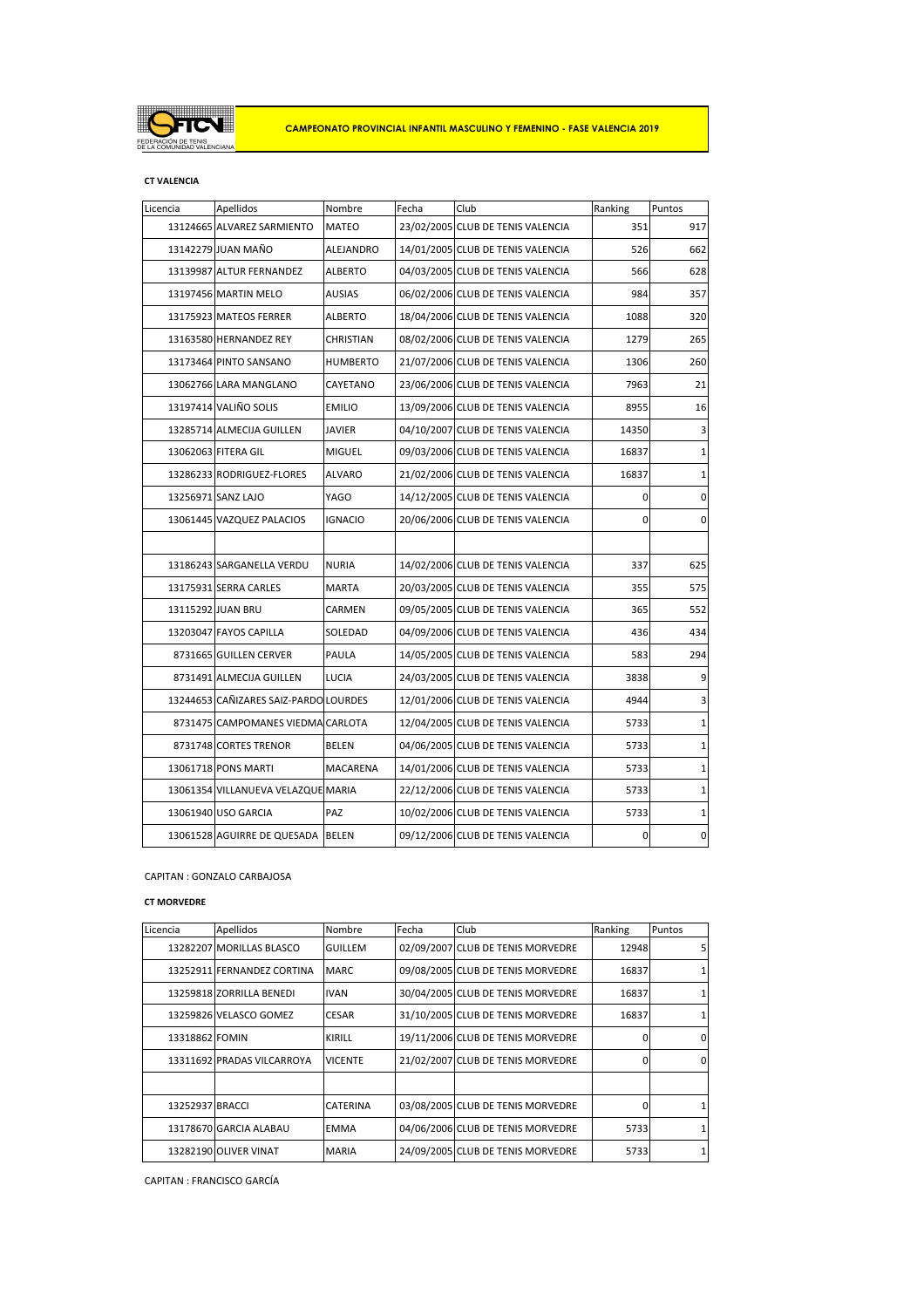FEDERACIÓN DE TENIS DE LA COMUNIDAD VALENCIANA

**CAMPEONATO PROVINCIAL INFANTIL MASCULINO Y FEMENINO - FASE VALENCIA 2019**

**CT VALENCIA**

| Licencia | Apellidos | Nombre | Fecha | Club | Ranking | Puntos |
|---|---|---|---|---|---|---|
| 13124665 | ALVAREZ SARMIENTO | MATEO | 23/02/2005 | CLUB DE TENIS VALENCIA | 351 | 917 |
| 13142279 | JUAN MAÑO | ALEJANDRO | 14/01/2005 | CLUB DE TENIS VALENCIA | 526 | 662 |
| 13139987 | ALTUR FERNANDEZ | ALBERTO | 04/03/2005 | CLUB DE TENIS VALENCIA | 566 | 628 |
| 13197456 | MARTIN MELO | AUSIAS | 06/02/2006 | CLUB DE TENIS VALENCIA | 984 | 357 |
| 13175923 | MATEOS FERRER | ALBERTO | 18/04/2006 | CLUB DE TENIS VALENCIA | 1088 | 320 |
| 13163580 | HERNANDEZ REY | CHRISTIAN | 08/02/2006 | CLUB DE TENIS VALENCIA | 1279 | 265 |
| 13173464 | PINTO SANSANO | HUMBERTO | 21/07/2006 | CLUB DE TENIS VALENCIA | 1306 | 260 |
| 13062766 | LARA MANGLANO | CAYETANO | 23/06/2006 | CLUB DE TENIS VALENCIA | 7963 | 21 |
| 13197414 | VALIÑO SOLIS | EMILIO | 13/09/2006 | CLUB DE TENIS VALENCIA | 8955 | 16 |
| 13285714 | ALMECIJA GUILLEN | JAVIER | 04/10/2007 | CLUB DE TENIS VALENCIA | 14350 | 3 |
| 13062063 | FITERA GIL | MIGUEL | 09/03/2006 | CLUB DE TENIS VALENCIA | 16837 | 1 |
| 13286233 | RODRIGUEZ-FLORES | ALVARO | 21/02/2006 | CLUB DE TENIS VALENCIA | 16837 | 1 |
| 13256971 | SANZ LAJO | YAGO | 14/12/2005 | CLUB DE TENIS VALENCIA | 0 | 0 |
| 13061445 | VAZQUEZ PALACIOS | IGNACIO | 20/06/2006 | CLUB DE TENIS VALENCIA | 0 | 0 |
| | | | | | | |
| 13186243 | SARGANELLA VERDU | NURIA | 14/02/2006 | CLUB DE TENIS VALENCIA | 337 | 625 |
| 13175931 | SERRA CARLES | MARTA | 20/03/2005 | CLUB DE TENIS VALENCIA | 355 | 575 |
| 13115292 | JUAN BRU | CARMEN | 09/05/2005 | CLUB DE TENIS VALENCIA | 365 | 552 |
| 13203047 | FAYOS CAPILLA | SOLEDAD | 04/09/2006 | CLUB DE TENIS VALENCIA | 436 | 434 |
| 8731665 | GUILLEN CERVER | PAULA | 14/05/2005 | CLUB DE TENIS VALENCIA | 583 | 294 |
| 8731491 | ALMECIJA GUILLEN | LUCIA | 24/03/2005 | CLUB DE TENIS VALENCIA | 3838 | 9 |
| 13244653 | CAÑIZARES SAIZ-PARDO | LOURDES | 12/01/2006 | CLUB DE TENIS VALENCIA | 4944 | 3 |
| 8731475 | CAMPOMANES VIEDMA | CARLOTA | 12/04/2005 | CLUB DE TENIS VALENCIA | 5733 | 1 |
| 8731748 | CORTES TRENOR | BELEN | 04/06/2005 | CLUB DE TENIS VALENCIA | 5733 | 1 |
| 13061718 | PONS MARTI | MACARENA | 14/01/2006 | CLUB DE TENIS VALENCIA | 5733 | 1 |
| 13061354 | VILLANUEVA VELAZQUE | MARIA | 22/12/2006 | CLUB DE TENIS VALENCIA | 5733 | 1 |
| 13061940 | USO GARCIA | PAZ | 10/02/2006 | CLUB DE TENIS VALENCIA | 5733 | 1 |
| 13061528 | AGUIRRE DE QUESADA | BELEN | 09/12/2006 | CLUB DE TENIS VALENCIA | 0 | 0 |

CAPITAN : GONZALO CARBAJOSA

**CT MORVEDRE**

| Licencia | Apellidos | Nombre | Fecha | Club | Ranking | Puntos |
|---|---|---|---|---|---|---|
| 13282207 | MORILLAS BLASCO | GUILLEM | 02/09/2007 | CLUB DE TENIS MORVEDRE | 12948 | 5 |
| 13252911 | FERNANDEZ CORTINA | MARC | 09/08/2005 | CLUB DE TENIS MORVEDRE | 16837 | 1 |
| 13259818 | ZORRILLA BENEDI | IVAN | 30/04/2005 | CLUB DE TENIS MORVEDRE | 16837 | 1 |
| 13259826 | VELASCO GOMEZ | CESAR | 31/10/2005 | CLUB DE TENIS MORVEDRE | 16837 | 1 |
| 13318862 | FOMIN | KIRILL | 19/11/2006 | CLUB DE TENIS MORVEDRE | 0 | 0 |
| 13311692 | PRADAS VILCARROYA | VICENTE | 21/02/2007 | CLUB DE TENIS MORVEDRE | 0 | 0 |
| | | | | | | |
| 13252937 | BRACCI | CATERINA | 03/08/2005 | CLUB DE TENIS MORVEDRE | 0 | 1 |
| 13178670 | GARCIA ALABAU | EMMA | 04/06/2006 | CLUB DE TENIS MORVEDRE | 5733 | 1 |
| 13282190 | OLIVER VINAT | MARIA | 24/09/2005 | CLUB DE TENIS MORVEDRE | 5733 | 1 |

CAPITAN : FRANCISCO GARCÍA